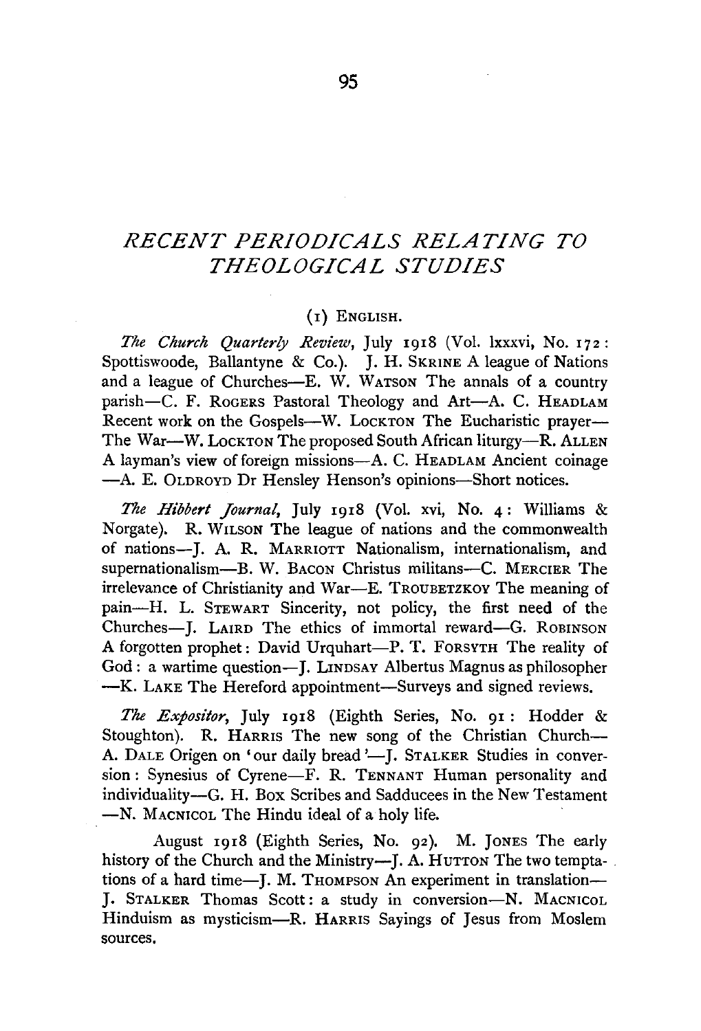# RECENT PERIODICALS RELATING TO THEOLOGICAL STUDIES

## (1) ENGLISH.

*The Church Quarterly Review*, July 1918 (Vol. lxxxvi, No. 172: Spottiswoode, Ballantyne & Co.). J. H. SKRINE A league of Nations and a league of Churches—E. W. WATSON The annals of a country parish—C. F. ROGERS Pastoral Theology and Art—A. C. HEADLAM Recent work on the Gospels—W. LOCKTON The Eucharistic prayer—The War—W. LOCKTON The proposed South African liturgy—R. ALLEN A layman's view of foreign missions—A. C. HEADLAM Ancient coinage—A. E. OLDROYD Dr Hensley Henson's opinions—Short notices.

*The Hibbert Journal*, July 1918 (Vol. xvi, No. 4: Williams & Norgate). R. WILSON The league of nations and the commonwealth of nations—J. A. R. MARRIOTT Nationalism, internationalism, and supernationalism—B. W. BACON Christus militans—C. MERCIER The irrelevance of Christianity and War—E. TROUBETZKOY The meaning of pain—H. L. STEWART Sincerity, not policy, the first need of the Churches—J. LAIRD The ethics of immortal reward—G. ROBINSON A forgotten prophet: David Urquhart—P. T. FORSYTH The reality of God: a wartime question—J. LINDSAY Albertus Magnus as philosopher—K. LAKE The Hereford appointment—Surveys and signed reviews.

*The Expositor*, July 1918 (Eighth Series, No. 91: Hodder & Stoughton). R. HARRIS The new song of the Christian Church—A. DALE Origen on 'our daily bread'—J. STALKER Studies in conversion: Synesius of Cyrene—F. R. TENNANT Human personality and individuality—G. H. BOX Scribes and Sadducees in the New Testament—N. MACNICOL The Hindu ideal of a holy life.

August 1918 (Eighth Series, No. 92). M. JONES The early history of the Church and the Ministry—J. A. HUTTON The two temptations of a hard time—J. M. THOMPSON An experiment in translation—J. STALKER Thomas Scott: a study in conversion—N. MACNICOL Hinduism as mysticism—R. HARRIS Sayings of Jesus from Moslem sources.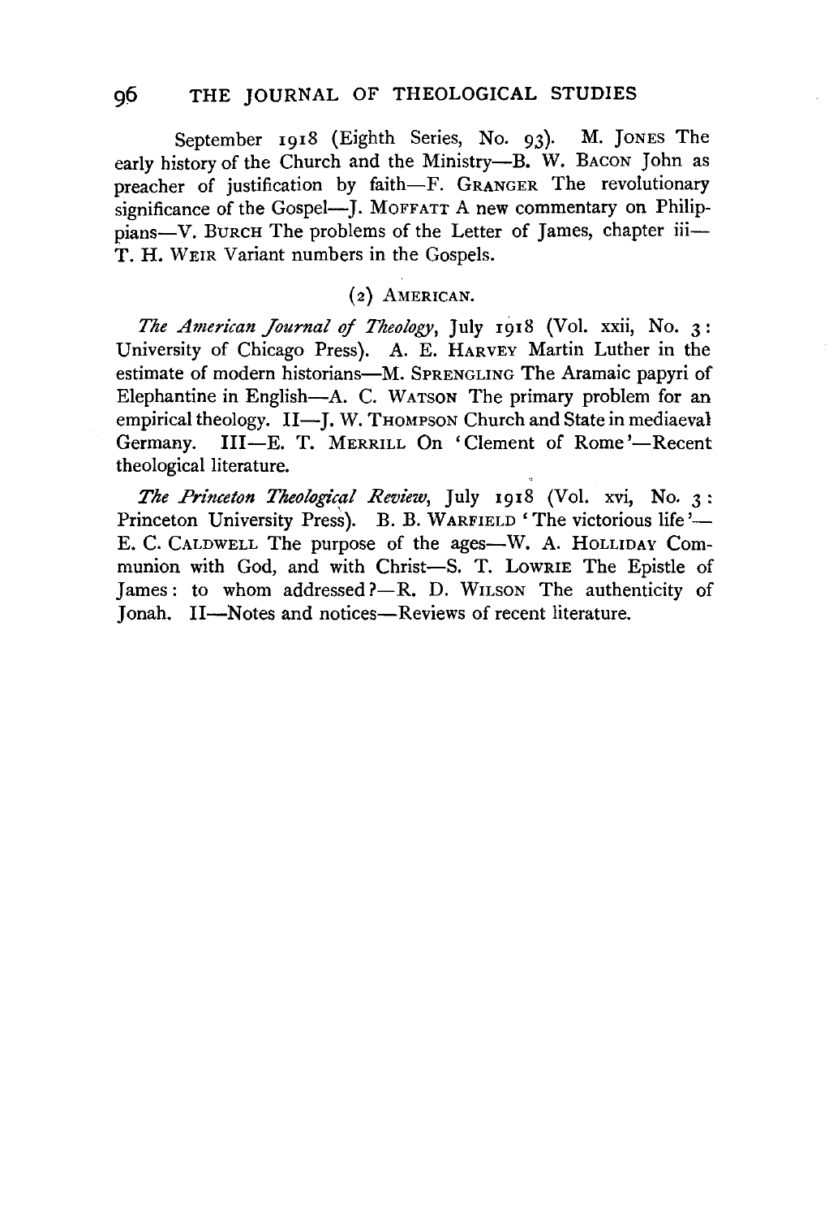September 1918 (Eighth Series, No. 93). M. JONES The early history of the Church and the Ministry—B. W. BACON John as preacher of justification by faith—F. GRANGER The revolutionary significance of the Gospel—J. MOFFATT A new commentary on Philippians—V. BURCH The problems of the Letter of James, chapter iii—T. H. WEIR Variant numbers in the Gospels.

## (2) AMERICAN.

*The American Journal of Theology*, July 1918 (Vol. xxii, No. 3: University of Chicago Press). A. E. HARVEY Martin Luther in the estimate of modern historians—M. SPRENGLING The Aramaic papyri of Elephantine in English—A. C. WATSON The primary problem for an empirical theology. II—J. W. THOMPSON Church and State in mediaeval Germany. III—E. T. MERRILL On 'Clement of Rome'—Recent theological literature.

*The Princeton Theological Review*, July 1918 (Vol. xvi, No. 3: Princeton University Press). B. B. WARFIELD 'The victorious life'—E. C. CALDWELL The purpose of the ages—W. A. HOLLIDAY Communion with God, and with Christ—S. T. LOWRIE The Epistle of James: to whom addressed?—R. D. WILSON The authenticity of Jonah. II—Notes and notices—Reviews of recent literature.